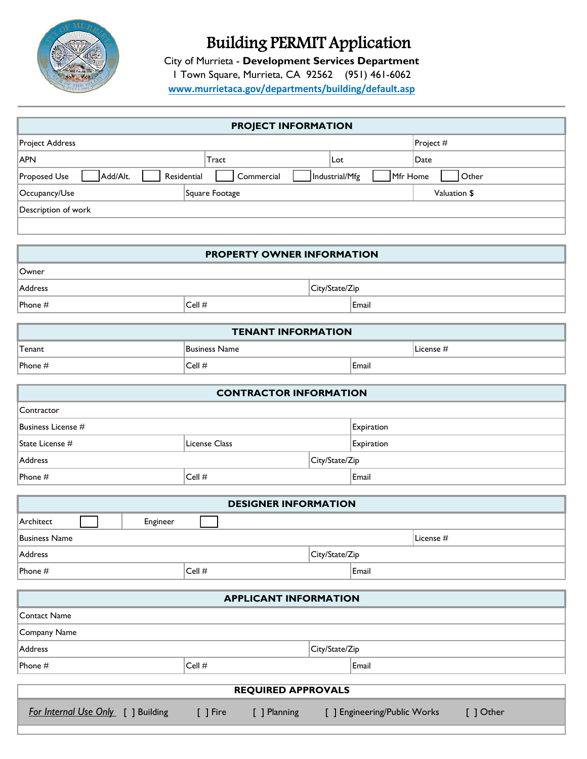# Building PERMIT Application

City of Murrieta - **Development Services Department**
1 Town Square, Murrieta, CA 92562 (951) 461-6062
www.murrietaca.gov/departments/building/default.asp

| PROJECT INFORMATION | | | |
|---|---|---|---|
| Project Address | | | Project # |
| APN | Tract | Lot | Date |
| Proposed Use [ ] Add/Alt. [ ] Residential [ ] Commercial [ ] Industrial/Mfg [ ] Mfr Home [ ] Other | | | |
| Occupancy/Use | Square Footage | | Valuation $ |
| Description of work | | | |
| | | | |

| PROPERTY OWNER INFORMATION | | |
|---|---|---|
| Owner | | |
| Address | | City/State/Zip |
| Phone # | Cell # | Email |

| TENANT INFORMATION | | |
|---|---|---|
| Tenant | Business Name | License # |
| Phone # | Cell # | Email |

| CONTRACTOR INFORMATION | | |
|---|---|---|
| Contractor | | |
| Business License # | | Expiration |
| State License # | License Class | Expiration |
| Address | | City/State/Zip |
| Phone # | Cell # | Email |

| DESIGNER INFORMATION | | |
|---|---|---|
| Architect [ ] | Engineer [ ] | |
| Business Name | | License # |
| Address | | City/State/Zip |
| Phone # | Cell # | Email |

| APPLICANT INFORMATION | | |
|---|---|---|
| Contact Name | | |
| Company Name | | |
| Address | | City/State/Zip |
| Phone # | Cell # | Email |

| REQUIRED APPROVALS |
|---|
| *For Internal Use Only* [ ] Building [ ] Fire [ ] Planning [ ] Engineering/Public Works [ ] Other |
| |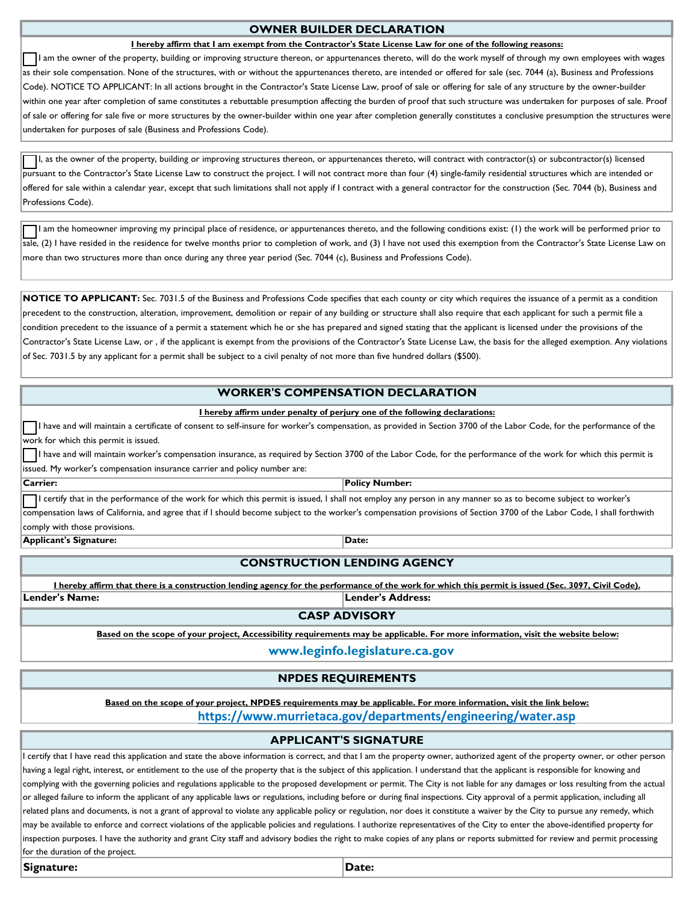## OWNER BUILDER DECLARATION

**I hereby affirm that I am exempt from the Contractor's State License Law for one of the following reasons:**

☐ I am the owner of the property, building or improving structure thereon, or appurtenances thereto, will do the work myself of through my own employees with wages as their sole compensation. None of the structures, with or without the appurtenances thereto, are intended or offered for sale (sec. 7044 (a), Business and Professions Code). NOTICE TO APPLICANT: In all actions brought in the Contractor's State License Law, proof of sale or offering for sale of any structure by the owner-builder within one year after completion of same constitutes a rebuttable presumption affecting the burden of proof that such structure was undertaken for purposes of sale. Proof of sale or offering for sale five or more structures by the owner-builder within one year after completion generally constitutes a conclusive presumption the structures were undertaken for purposes of sale (Business and Professions Code).

☐ I, as the owner of the property, building or improving structures thereon, or appurtenances thereto, will contract with contractor(s) or subcontractor(s) licensed pursuant to the Contractor's State License Law to construct the project. I will not contract more than four (4) single-family residential structures which are intended or offered for sale within a calendar year, except that such limitations shall not apply if I contract with a general contractor for the construction (Sec. 7044 (b), Business and Professions Code).

☐ I am the homeowner improving my principal place of residence, or appurtenances thereto, and the following conditions exist: (1) the work will be performed prior to sale, (2) I have resided in the residence for twelve months prior to completion of work, and (3) I have not used this exemption from the Contractor's State License Law on more than two structures more than once during any three year period (Sec. 7044 (c), Business and Professions Code).

**NOTICE TO APPLICANT:** Sec. 7031.5 of the Business and Professions Code specifies that each county or city which requires the issuance of a permit as a condition precedent to the construction, alteration, improvement, demolition or repair of any building or structure shall also require that each applicant for such a permit file a condition precedent to the issuance of a permit a statement which he or she has prepared and signed stating that the applicant is licensed under the provisions of the Contractor's State License Law, or , if the applicant is exempt from the provisions of the Contractor's State License Law, the basis for the alleged exemption. Any violations of Sec. 7031.5 by any applicant for a permit shall be subject to a civil penalty of not more than five hundred dollars ($500).

## WORKER'S COMPENSATION DECLARATION

**I hereby affirm under penalty of perjury one of the following declarations:**

☐ I have and will maintain a certificate of consent to self-insure for worker's compensation, as provided in Section 3700 of the Labor Code, for the performance of the work for which this permit is issued.

☐ I have and will maintain worker's compensation insurance, as required by Section 3700 of the Labor Code, for the performance of the work for which this permit is issued. My worker's compensation insurance carrier and policy number are:

| | |
|---|---|
| **Carrier:** | **Policy Number:** |

☐ I certify that in the performance of the work for which this permit is issued, I shall not employ any person in any manner so as to become subject to worker's compensation laws of California, and agree that if I should become subject to the worker's compensation provisions of Section 3700 of the Labor Code, I shall forthwith comply with those provisions.

| | |
|---|---|
| **Applicant's Signature:** | **Date:** |

## CONSTRUCTION LENDING AGENCY

**I hereby affirm that there is a construction lending agency for the performance of the work for which this permit is issued (Sec. 3097, Civil Code).**

| | |
|---|---|
| **Lender's Name:** | **Lender's Address:** |

## CASP ADVISORY

**Based on the scope of your project, Accessibility requirements may be applicable. For more information, visit the website below:**

**www.leginfo.legislature.ca.gov**

## NPDES REQUIREMENTS

**Based on the scope of your project, NPDES requirements may be applicable. For more information, visit the link below:**

**https://www.murrietaca.gov/departments/engineering/water.asp**

## APPLICANT'S SIGNATURE

I certify that I have read this application and state the above information is correct, and that I am the property owner, authorized agent of the property owner, or other person having a legal right, interest, or entitlement to the use of the property that is the subject of this application. I understand that the applicant is responsible for knowing and complying with the governing policies and regulations applicable to the proposed development or permit. The City is not liable for any damages or loss resulting from the actual or alleged failure to inform the applicant of any applicable laws or regulations, including before or during final inspections. City approval of a permit application, including all related plans and documents, is not a grant of approval to violate any applicable policy or regulation, nor does it constitute a waiver by the City to pursue any remedy, which may be available to enforce and correct violations of the applicable policies and regulations. I authorize representatives of the City to enter the above-identified property for inspection purposes. I have the authority and grant City staff and advisory bodies the right to make copies of any plans or reports submitted for review and permit processing for the duration of the project.

| | |
|---|---|
| **Signature:** | **Date:** |